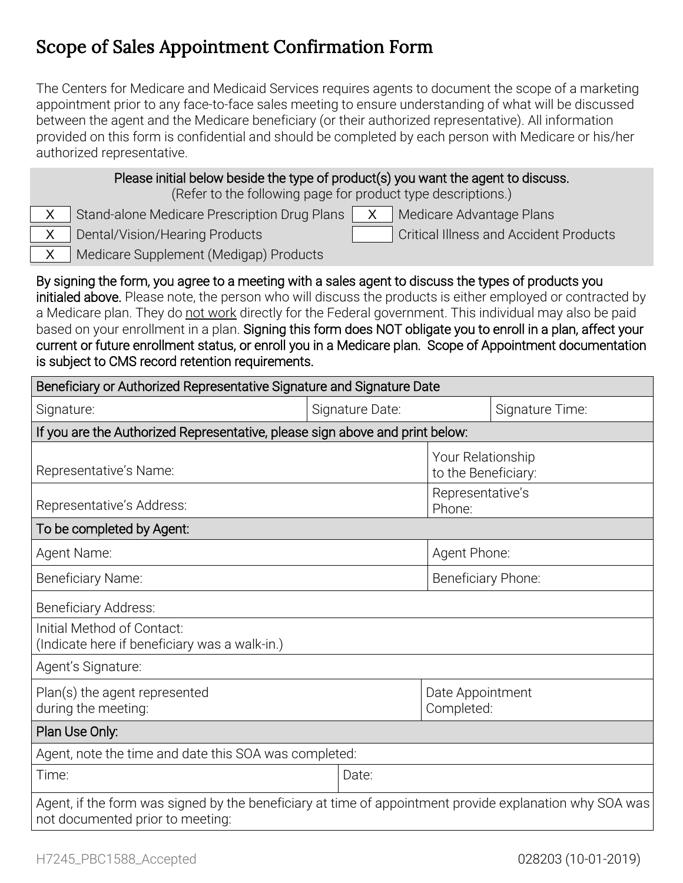# Scope of Sales Appointment Confirmation Form

The Centers for Medicare and Medicaid Services requires agents to document the scope of a marketing appointment prior to any face-to-face sales meeting to ensure understanding of what will be discussed between the agent and the Medicare beneficiary (or their authorized representative). All information provided on this form is confidential and should be completed by each person with Medicare or his/her authorized representative.

**Please initial below beside the type of product(s) you want the agent to discuss.**
(Refer to the following page for product type descriptions.)

| | | | |
|---|---|---|---|
| X | Stand-alone Medicare Prescription Drug Plans | X | Medicare Advantage Plans |
| X | Dental/Vision/Hearing Products | | Critical Illness and Accident Products |
| X | Medicare Supplement (Medigap) Products | | |

**By signing the form, you agree to a meeting with a sales agent to discuss the types of products you initialed above.** Please note, the person who will discuss the products is either employed or contracted by a Medicare plan. They do not work directly for the Federal government. This individual may also be paid based on your enrollment in a plan. **Signing this form does NOT obligate you to enroll in a plan, affect your current or future enrollment status, or enroll you in a Medicare plan. Scope of Appointment documentation is subject to CMS record retention requirements.**

| Beneficiary or Authorized Representative Signature and Signature Date | | |
|---|---|---|
| Signature: | Signature Date: | Signature Time: |
| **If you are the Authorized Representative, please sign above and print below:** | | |
| Representative's Name: | Your Relationship to the Beneficiary: | |
| Representative's Address: | Representative's Phone: | |
| **To be completed by Agent:** | | |
| Agent Name: | Agent Phone: | |
| Beneficiary Name: | Beneficiary Phone: | |
| Beneficiary Address: | | |
| Initial Method of Contact: (Indicate here if beneficiary was a walk-in.) | | |
| Agent's Signature: | | |
| Plan(s) the agent represented during the meeting: | Date Appointment Completed: | |
| **Plan Use Only:** | | |
| Agent, note the time and date this SOA was completed: | | |
| Time: | Date: | |
| Agent, if the form was signed by the beneficiary at time of appointment provide explanation why SOA was not documented prior to meeting: | | |

H7245_PBC1588_Accepted 028203 (10-01-2019)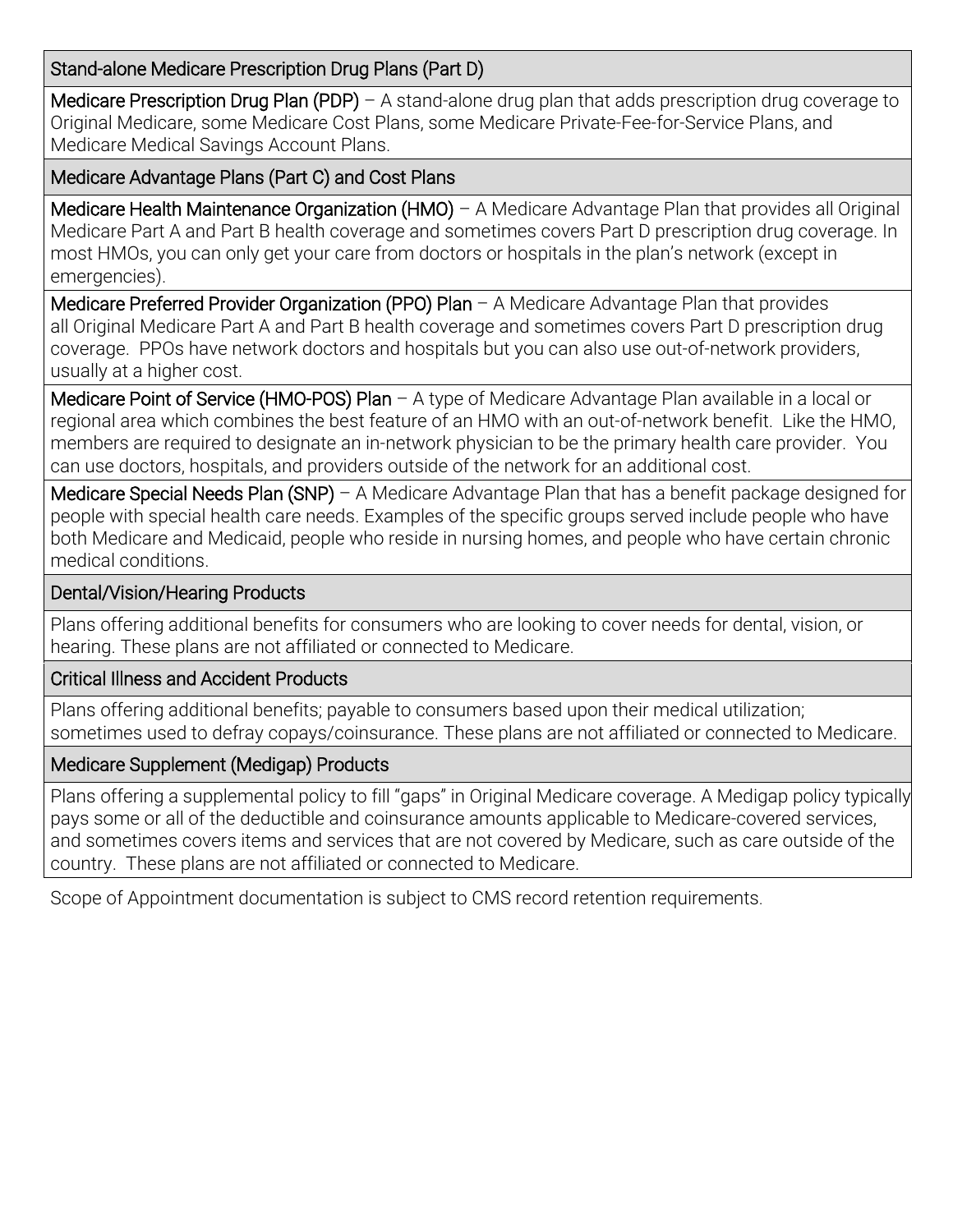| Stand-alone Medicare Prescription Drug Plans (Part D) |
|---|
| **Medicare Prescription Drug Plan (PDP)** – A stand-alone drug plan that adds prescription drug coverage to Original Medicare, some Medicare Cost Plans, some Medicare Private-Fee-for-Service Plans, and Medicare Medical Savings Account Plans. |
| **Medicare Advantage Plans (Part C) and Cost Plans** |
| **Medicare Health Maintenance Organization (HMO)** – A Medicare Advantage Plan that provides all Original Medicare Part A and Part B health coverage and sometimes covers Part D prescription drug coverage. In most HMOs, you can only get your care from doctors or hospitals in the plan's network (except in emergencies). |
| **Medicare Preferred Provider Organization (PPO) Plan** – A Medicare Advantage Plan that provides all Original Medicare Part A and Part B health coverage and sometimes covers Part D prescription drug coverage. PPOs have network doctors and hospitals but you can also use out-of-network providers, usually at a higher cost. |
| **Medicare Point of Service (HMO-POS) Plan** – A type of Medicare Advantage Plan available in a local or regional area which combines the best feature of an HMO with an out-of-network benefit. Like the HMO, members are required to designate an in-network physician to be the primary health care provider. You can use doctors, hospitals, and providers outside of the network for an additional cost. |
| **Medicare Special Needs Plan (SNP)** – A Medicare Advantage Plan that has a benefit package designed for people with special health care needs. Examples of the specific groups served include people who have both Medicare and Medicaid, people who reside in nursing homes, and people who have certain chronic medical conditions. |
| **Dental/Vision/Hearing Products** |
| Plans offering additional benefits for consumers who are looking to cover needs for dental, vision, or hearing. These plans are not affiliated or connected to Medicare. |
| **Critical Illness and Accident Products** |
| Plans offering additional benefits; payable to consumers based upon their medical utilization; sometimes used to defray copays/coinsurance. These plans are not affiliated or connected to Medicare. |
| **Medicare Supplement (Medigap) Products** |
| Plans offering a supplemental policy to fill "gaps" in Original Medicare coverage. A Medigap policy typically pays some or all of the deductible and coinsurance amounts applicable to Medicare-covered services, and sometimes covers items and services that are not covered by Medicare, such as care outside of the country. These plans are not affiliated or connected to Medicare. |

Scope of Appointment documentation is subject to CMS record retention requirements.